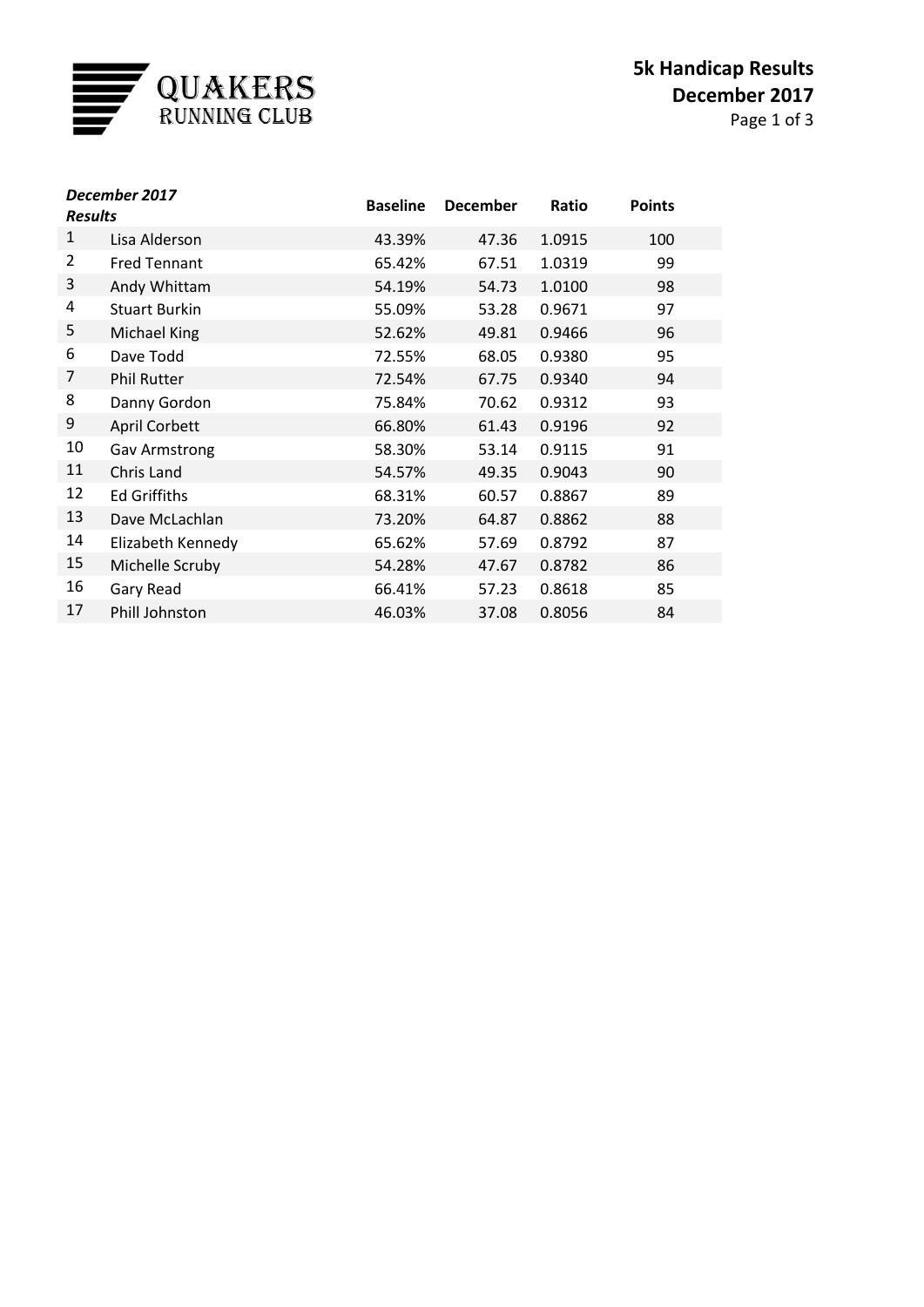QUAKERS
RUNNING CLUB

# 5k Handicap Results
## December 2017

| *December 2017 Results* | | Baseline | December | Ratio | Points |
|---|---|---|---|---|---|
| 1 | Lisa Alderson | 43.39% | 47.36 | 1.0915 | 100 |
| 2 | Fred Tennant | 65.42% | 67.51 | 1.0319 | 99 |
| 3 | Andy Whittam | 54.19% | 54.73 | 1.0100 | 98 |
| 4 | Stuart Burkin | 55.09% | 53.28 | 0.9671 | 97 |
| 5 | Michael King | 52.62% | 49.81 | 0.9466 | 96 |
| 6 | Dave Todd | 72.55% | 68.05 | 0.9380 | 95 |
| 7 | Phil Rutter | 72.54% | 67.75 | 0.9340 | 94 |
| 8 | Danny Gordon | 75.84% | 70.62 | 0.9312 | 93 |
| 9 | April Corbett | 66.80% | 61.43 | 0.9196 | 92 |
| 10 | Gav Armstrong | 58.30% | 53.14 | 0.9115 | 91 |
| 11 | Chris Land | 54.57% | 49.35 | 0.9043 | 90 |
| 12 | Ed Griffiths | 68.31% | 60.57 | 0.8867 | 89 |
| 13 | Dave McLachlan | 73.20% | 64.87 | 0.8862 | 88 |
| 14 | Elizabeth Kennedy | 65.62% | 57.69 | 0.8792 | 87 |
| 15 | Michelle Scruby | 54.28% | 47.67 | 0.8782 | 86 |
| 16 | Gary Read | 66.41% | 57.23 | 0.8618 | 85 |
| 17 | Phill Johnston | 46.03% | 37.08 | 0.8056 | 84 |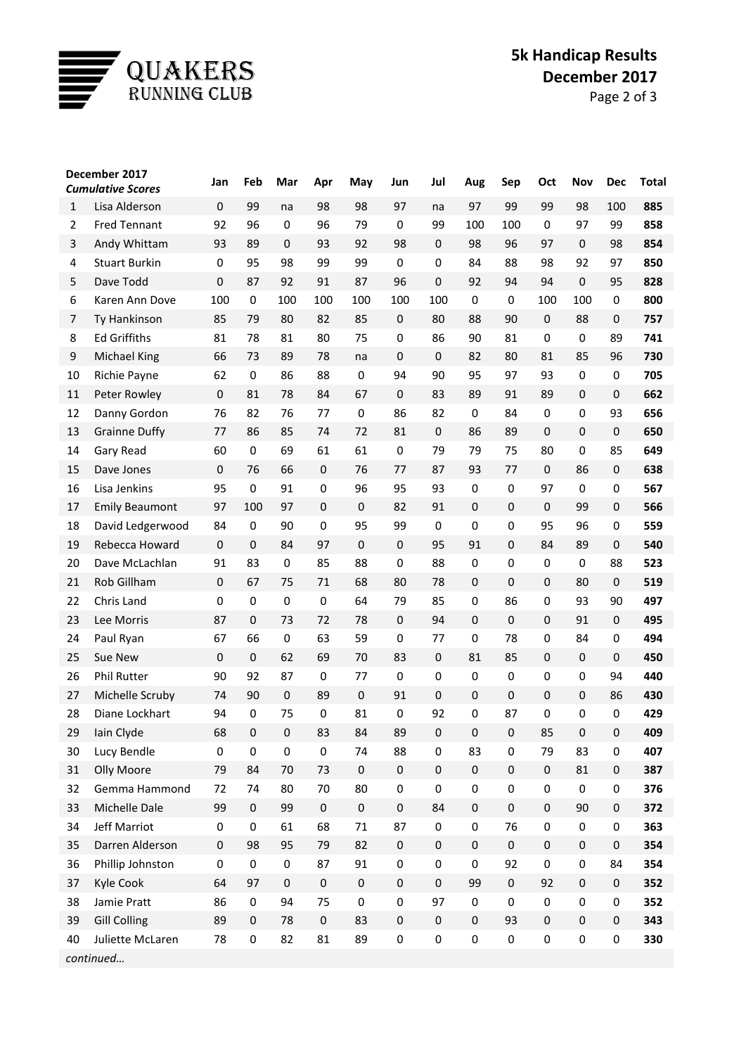**5k Handicap Results**
**December 2017**

| December 2017 *Cumulative Scores* | | Jan | Feb | Mar | Apr | May | Jun | Jul | Aug | Sep | Oct | Nov | Dec | Total |
|---|---|---|---|---|---|---|---|---|---|---|---|---|---|---|
| 1 | Lisa Alderson | 0 | 99 | na | 98 | 98 | 97 | na | 97 | 99 | 99 | 98 | 100 | **885** |
| 2 | Fred Tennant | 92 | 96 | 0 | 96 | 79 | 0 | 99 | 100 | 100 | 0 | 97 | 99 | **858** |
| 3 | Andy Whittam | 93 | 89 | 0 | 93 | 92 | 98 | 0 | 98 | 96 | 97 | 0 | 98 | **854** |
| 4 | Stuart Burkin | 0 | 95 | 98 | 99 | 99 | 0 | 0 | 84 | 88 | 98 | 92 | 97 | **850** |
| 5 | Dave Todd | 0 | 87 | 92 | 91 | 87 | 96 | 0 | 92 | 94 | 94 | 0 | 95 | **828** |
| 6 | Karen Ann Dove | 100 | 0 | 100 | 100 | 100 | 100 | 100 | 0 | 0 | 100 | 100 | 0 | **800** |
| 7 | Ty Hankinson | 85 | 79 | 80 | 82 | 85 | 0 | 80 | 88 | 90 | 0 | 88 | 0 | **757** |
| 8 | Ed Griffiths | 81 | 78 | 81 | 80 | 75 | 0 | 86 | 90 | 81 | 0 | 0 | 89 | **741** |
| 9 | Michael King | 66 | 73 | 89 | 78 | na | 0 | 0 | 82 | 80 | 81 | 85 | 96 | **730** |
| 10 | Richie Payne | 62 | 0 | 86 | 88 | 0 | 94 | 90 | 95 | 97 | 93 | 0 | 0 | **705** |
| 11 | Peter Rowley | 0 | 81 | 78 | 84 | 67 | 0 | 83 | 89 | 91 | 89 | 0 | 0 | **662** |
| 12 | Danny Gordon | 76 | 82 | 76 | 77 | 0 | 86 | 82 | 0 | 84 | 0 | 0 | 93 | **656** |
| 13 | Grainne Duffy | 77 | 86 | 85 | 74 | 72 | 81 | 0 | 86 | 89 | 0 | 0 | 0 | **650** |
| 14 | Gary Read | 60 | 0 | 69 | 61 | 61 | 0 | 79 | 79 | 75 | 80 | 0 | 85 | **649** |
| 15 | Dave Jones | 0 | 76 | 66 | 0 | 76 | 77 | 87 | 93 | 77 | 0 | 86 | 0 | **638** |
| 16 | Lisa Jenkins | 95 | 0 | 91 | 0 | 96 | 95 | 93 | 0 | 0 | 97 | 0 | 0 | **567** |
| 17 | Emily Beaumont | 97 | 100 | 97 | 0 | 0 | 82 | 91 | 0 | 0 | 0 | 99 | 0 | **566** |
| 18 | David Ledgerwood | 84 | 0 | 90 | 0 | 95 | 99 | 0 | 0 | 0 | 95 | 96 | 0 | **559** |
| 19 | Rebecca Howard | 0 | 0 | 84 | 97 | 0 | 0 | 95 | 91 | 0 | 84 | 89 | 0 | **540** |
| 20 | Dave McLachlan | 91 | 83 | 0 | 85 | 88 | 0 | 88 | 0 | 0 | 0 | 0 | 88 | **523** |
| 21 | Rob Gillham | 0 | 67 | 75 | 71 | 68 | 80 | 78 | 0 | 0 | 0 | 80 | 0 | **519** |
| 22 | Chris Land | 0 | 0 | 0 | 0 | 64 | 79 | 85 | 0 | 86 | 0 | 93 | 90 | **497** |
| 23 | Lee Morris | 87 | 0 | 73 | 72 | 78 | 0 | 94 | 0 | 0 | 0 | 91 | 0 | **495** |
| 24 | Paul Ryan | 67 | 66 | 0 | 63 | 59 | 0 | 77 | 0 | 78 | 0 | 84 | 0 | **494** |
| 25 | Sue New | 0 | 0 | 62 | 69 | 70 | 83 | 0 | 81 | 85 | 0 | 0 | 0 | **450** |
| 26 | Phil Rutter | 90 | 92 | 87 | 0 | 77 | 0 | 0 | 0 | 0 | 0 | 0 | 94 | **440** |
| 27 | Michelle Scruby | 74 | 90 | 0 | 89 | 0 | 91 | 0 | 0 | 0 | 0 | 0 | 86 | **430** |
| 28 | Diane Lockhart | 94 | 0 | 75 | 0 | 81 | 0 | 92 | 0 | 87 | 0 | 0 | 0 | **429** |
| 29 | Iain Clyde | 68 | 0 | 0 | 83 | 84 | 89 | 0 | 0 | 0 | 85 | 0 | 0 | **409** |
| 30 | Lucy Bendle | 0 | 0 | 0 | 0 | 74 | 88 | 0 | 83 | 0 | 79 | 83 | 0 | **407** |
| 31 | Olly Moore | 79 | 84 | 70 | 73 | 0 | 0 | 0 | 0 | 0 | 0 | 81 | 0 | **387** |
| 32 | Gemma Hammond | 72 | 74 | 80 | 70 | 80 | 0 | 0 | 0 | 0 | 0 | 0 | 0 | **376** |
| 33 | Michelle Dale | 99 | 0 | 99 | 0 | 0 | 0 | 84 | 0 | 0 | 0 | 90 | 0 | **372** |
| 34 | Jeff Marriot | 0 | 0 | 61 | 68 | 71 | 87 | 0 | 0 | 76 | 0 | 0 | 0 | **363** |
| 35 | Darren Alderson | 0 | 98 | 95 | 79 | 82 | 0 | 0 | 0 | 0 | 0 | 0 | 0 | **354** |
| 36 | Phillip Johnston | 0 | 0 | 0 | 87 | 91 | 0 | 0 | 0 | 92 | 0 | 0 | 84 | **354** |
| 37 | Kyle Cook | 64 | 97 | 0 | 0 | 0 | 0 | 0 | 99 | 0 | 92 | 0 | 0 | **352** |
| 38 | Jamie Pratt | 86 | 0 | 94 | 75 | 0 | 0 | 97 | 0 | 0 | 0 | 0 | 0 | **352** |
| 39 | Gill Colling | 89 | 0 | 78 | 0 | 83 | 0 | 0 | 0 | 93 | 0 | 0 | 0 | **343** |
| 40 | Juliette McLaren | 78 | 0 | 82 | 81 | 89 | 0 | 0 | 0 | 0 | 0 | 0 | 0 | **330** |

*continued…*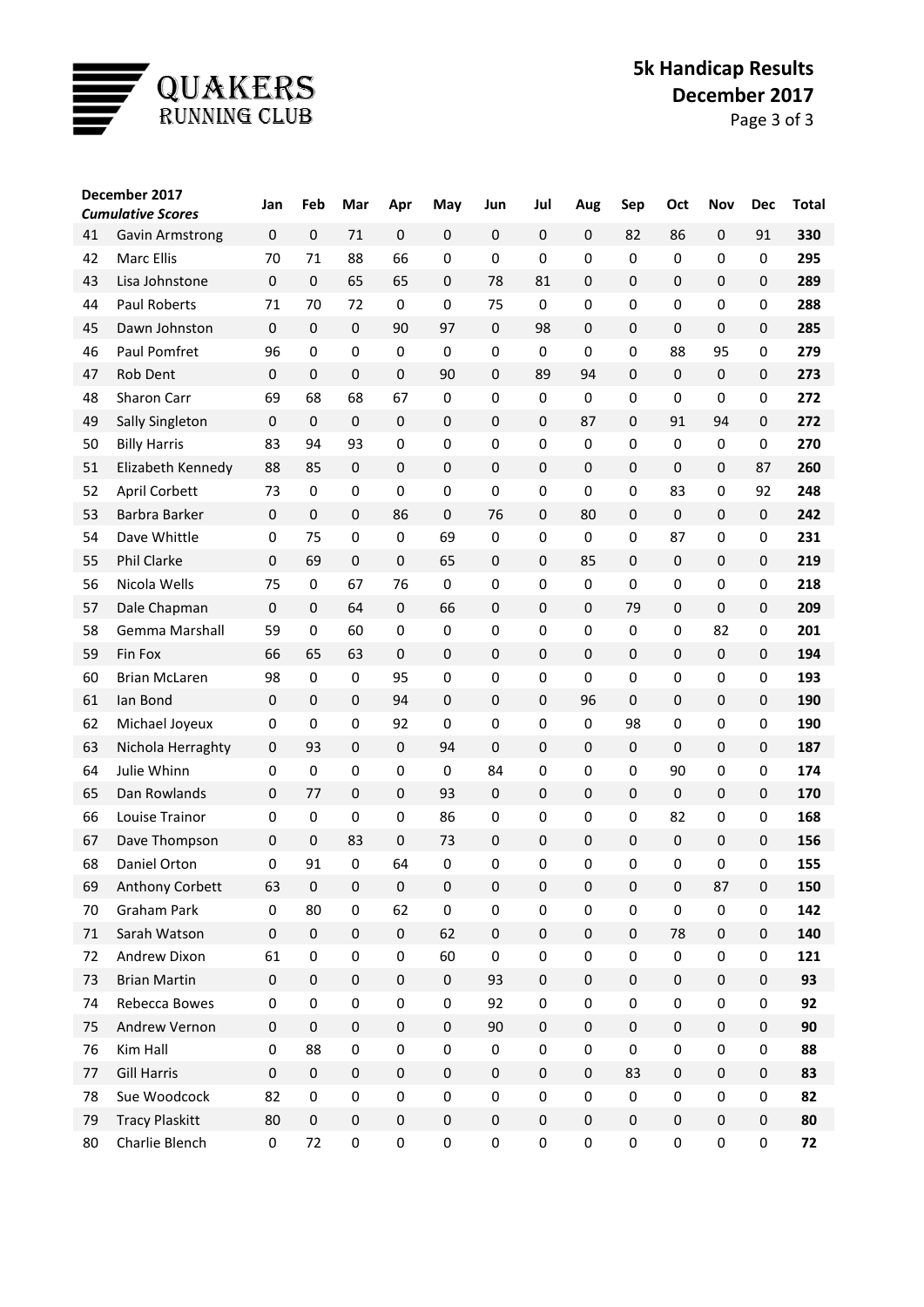# QUAKERS RUNNING CLUB

## 5k Handicap Results
## December 2017

| December 2017 *Cumulative Scores* | | Jan | Feb | Mar | Apr | May | Jun | Jul | Aug | Sep | Oct | Nov | Dec | Total |
|---|---|---|---|---|---|---|---|---|---|---|---|---|---|---|
| 41 | Gavin Armstrong | 0 | 0 | 71 | 0 | 0 | 0 | 0 | 0 | 82 | 86 | 0 | 91 | **330** |
| 42 | Marc Ellis | 70 | 71 | 88 | 66 | 0 | 0 | 0 | 0 | 0 | 0 | 0 | 0 | **295** |
| 43 | Lisa Johnstone | 0 | 0 | 65 | 65 | 0 | 78 | 81 | 0 | 0 | 0 | 0 | 0 | **289** |
| 44 | Paul Roberts | 71 | 70 | 72 | 0 | 0 | 75 | 0 | 0 | 0 | 0 | 0 | 0 | **288** |
| 45 | Dawn Johnston | 0 | 0 | 0 | 90 | 97 | 0 | 98 | 0 | 0 | 0 | 0 | 0 | **285** |
| 46 | Paul Pomfret | 96 | 0 | 0 | 0 | 0 | 0 | 0 | 0 | 0 | 88 | 95 | 0 | **279** |
| 47 | Rob Dent | 0 | 0 | 0 | 0 | 90 | 0 | 89 | 94 | 0 | 0 | 0 | 0 | **273** |
| 48 | Sharon Carr | 69 | 68 | 68 | 67 | 0 | 0 | 0 | 0 | 0 | 0 | 0 | 0 | **272** |
| 49 | Sally Singleton | 0 | 0 | 0 | 0 | 0 | 0 | 0 | 87 | 0 | 91 | 94 | 0 | **272** |
| 50 | Billy Harris | 83 | 94 | 93 | 0 | 0 | 0 | 0 | 0 | 0 | 0 | 0 | 0 | **270** |
| 51 | Elizabeth Kennedy | 88 | 85 | 0 | 0 | 0 | 0 | 0 | 0 | 0 | 0 | 0 | 87 | **260** |
| 52 | April Corbett | 73 | 0 | 0 | 0 | 0 | 0 | 0 | 0 | 0 | 83 | 0 | 92 | **248** |
| 53 | Barbra Barker | 0 | 0 | 0 | 86 | 0 | 76 | 0 | 80 | 0 | 0 | 0 | 0 | **242** |
| 54 | Dave Whittle | 0 | 75 | 0 | 0 | 69 | 0 | 0 | 0 | 0 | 87 | 0 | 0 | **231** |
| 55 | Phil Clarke | 0 | 69 | 0 | 0 | 65 | 0 | 0 | 85 | 0 | 0 | 0 | 0 | **219** |
| 56 | Nicola Wells | 75 | 0 | 67 | 76 | 0 | 0 | 0 | 0 | 0 | 0 | 0 | 0 | **218** |
| 57 | Dale Chapman | 0 | 0 | 64 | 0 | 66 | 0 | 0 | 0 | 79 | 0 | 0 | 0 | **209** |
| 58 | Gemma Marshall | 59 | 0 | 60 | 0 | 0 | 0 | 0 | 0 | 0 | 0 | 82 | 0 | **201** |
| 59 | Fin Fox | 66 | 65 | 63 | 0 | 0 | 0 | 0 | 0 | 0 | 0 | 0 | 0 | **194** |
| 60 | Brian McLaren | 98 | 0 | 0 | 95 | 0 | 0 | 0 | 0 | 0 | 0 | 0 | 0 | **193** |
| 61 | Ian Bond | 0 | 0 | 0 | 94 | 0 | 0 | 0 | 96 | 0 | 0 | 0 | 0 | **190** |
| 62 | Michael Joyeux | 0 | 0 | 0 | 92 | 0 | 0 | 0 | 0 | 98 | 0 | 0 | 0 | **190** |
| 63 | Nichola Herraghty | 0 | 93 | 0 | 0 | 94 | 0 | 0 | 0 | 0 | 0 | 0 | 0 | **187** |
| 64 | Julie Whinn | 0 | 0 | 0 | 0 | 0 | 84 | 0 | 0 | 0 | 90 | 0 | 0 | **174** |
| 65 | Dan Rowlands | 0 | 77 | 0 | 0 | 93 | 0 | 0 | 0 | 0 | 0 | 0 | 0 | **170** |
| 66 | Louise Trainor | 0 | 0 | 0 | 0 | 86 | 0 | 0 | 0 | 0 | 82 | 0 | 0 | **168** |
| 67 | Dave Thompson | 0 | 0 | 83 | 0 | 73 | 0 | 0 | 0 | 0 | 0 | 0 | 0 | **156** |
| 68 | Daniel Orton | 0 | 91 | 0 | 64 | 0 | 0 | 0 | 0 | 0 | 0 | 0 | 0 | **155** |
| 69 | Anthony Corbett | 63 | 0 | 0 | 0 | 0 | 0 | 0 | 0 | 0 | 0 | 87 | 0 | **150** |
| 70 | Graham Park | 0 | 80 | 0 | 62 | 0 | 0 | 0 | 0 | 0 | 0 | 0 | 0 | **142** |
| 71 | Sarah Watson | 0 | 0 | 0 | 0 | 62 | 0 | 0 | 0 | 0 | 78 | 0 | 0 | **140** |
| 72 | Andrew Dixon | 61 | 0 | 0 | 0 | 60 | 0 | 0 | 0 | 0 | 0 | 0 | 0 | **121** |
| 73 | Brian Martin | 0 | 0 | 0 | 0 | 0 | 93 | 0 | 0 | 0 | 0 | 0 | 0 | **93** |
| 74 | Rebecca Bowes | 0 | 0 | 0 | 0 | 0 | 92 | 0 | 0 | 0 | 0 | 0 | 0 | **92** |
| 75 | Andrew Vernon | 0 | 0 | 0 | 0 | 0 | 90 | 0 | 0 | 0 | 0 | 0 | 0 | **90** |
| 76 | Kim Hall | 0 | 88 | 0 | 0 | 0 | 0 | 0 | 0 | 0 | 0 | 0 | 0 | **88** |
| 77 | Gill Harris | 0 | 0 | 0 | 0 | 0 | 0 | 0 | 0 | 83 | 0 | 0 | 0 | **83** |
| 78 | Sue Woodcock | 82 | 0 | 0 | 0 | 0 | 0 | 0 | 0 | 0 | 0 | 0 | 0 | **82** |
| 79 | Tracy Plaskitt | 80 | 0 | 0 | 0 | 0 | 0 | 0 | 0 | 0 | 0 | 0 | 0 | **80** |
| 80 | Charlie Blench | 0 | 72 | 0 | 0 | 0 | 0 | 0 | 0 | 0 | 0 | 0 | 0 | **72** |